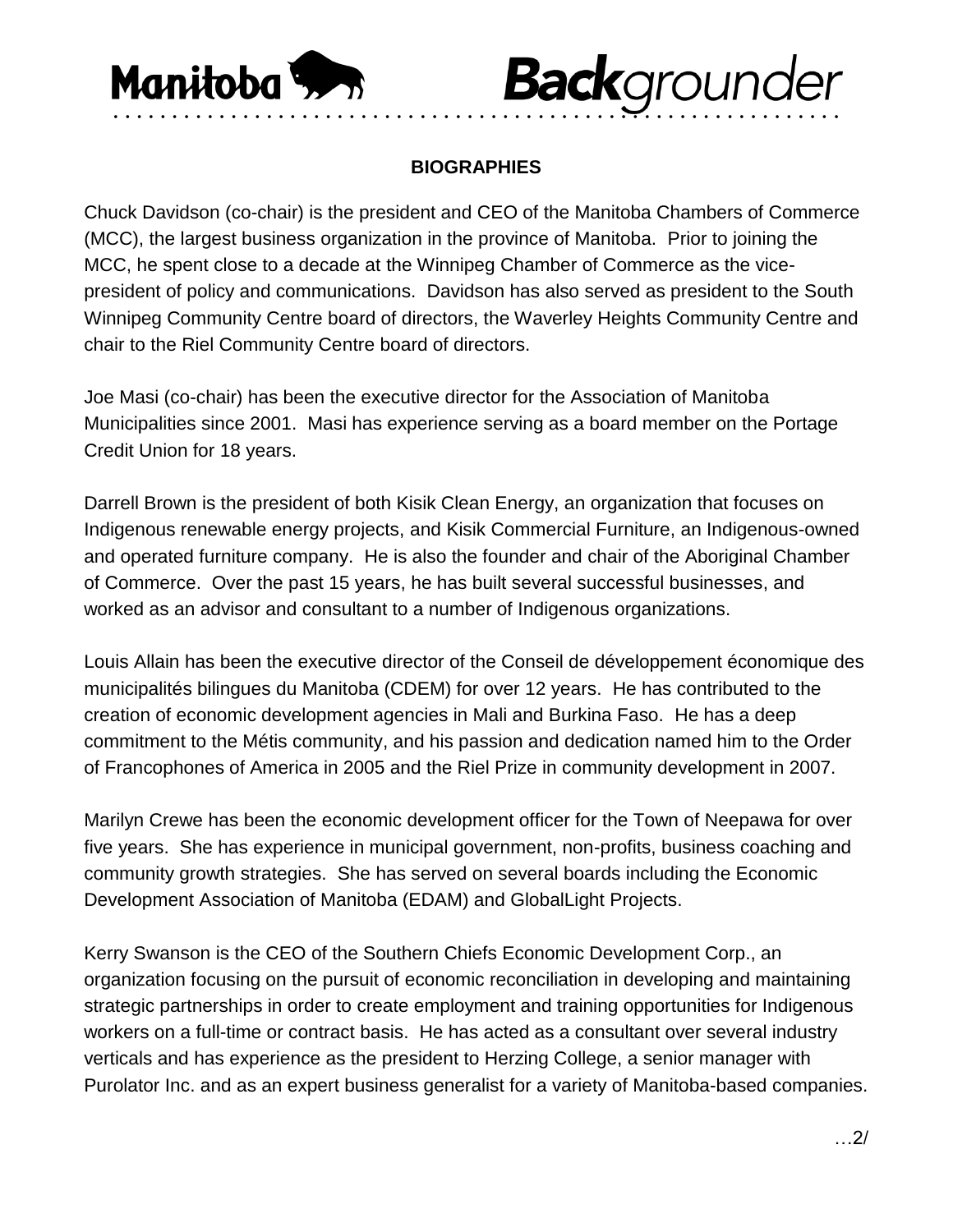Manitoba **Back**grounder

## BIOGRAPHIES

Chuck Davidson (co-chair) is the president and CEO of the Manitoba Chambers of Commerce (MCC), the largest business organization in the province of Manitoba. Prior to joining the MCC, he spent close to a decade at the Winnipeg Chamber of Commerce as the vice-president of policy and communications. Davidson has also served as president to the South Winnipeg Community Centre board of directors, the Waverley Heights Community Centre and chair to the Riel Community Centre board of directors.

Joe Masi (co-chair) has been the executive director for the Association of Manitoba Municipalities since 2001. Masi has experience serving as a board member on the Portage Credit Union for 18 years.

Darrell Brown is the president of both Kisik Clean Energy, an organization that focuses on Indigenous renewable energy projects, and Kisik Commercial Furniture, an Indigenous-owned and operated furniture company. He is also the founder and chair of the Aboriginal Chamber of Commerce. Over the past 15 years, he has built several successful businesses, and worked as an advisor and consultant to a number of Indigenous organizations.

Louis Allain has been the executive director of the Conseil de développement économique des municipalités bilingues du Manitoba (CDEM) for over 12 years. He has contributed to the creation of economic development agencies in Mali and Burkina Faso. He has a deep commitment to the Métis community, and his passion and dedication named him to the Order of Francophones of America in 2005 and the Riel Prize in community development in 2007.

Marilyn Crewe has been the economic development officer for the Town of Neepawa for over five years. She has experience in municipal government, non-profits, business coaching and community growth strategies. She has served on several boards including the Economic Development Association of Manitoba (EDAM) and GlobalLight Projects.

Kerry Swanson is the CEO of the Southern Chiefs Economic Development Corp., an organization focusing on the pursuit of economic reconciliation in developing and maintaining strategic partnerships in order to create employment and training opportunities for Indigenous workers on a full-time or contract basis. He has acted as a consultant over several industry verticals and has experience as the president to Herzing College, a senior manager with Purolator Inc. and as an expert business generalist for a variety of Manitoba-based companies.

…2/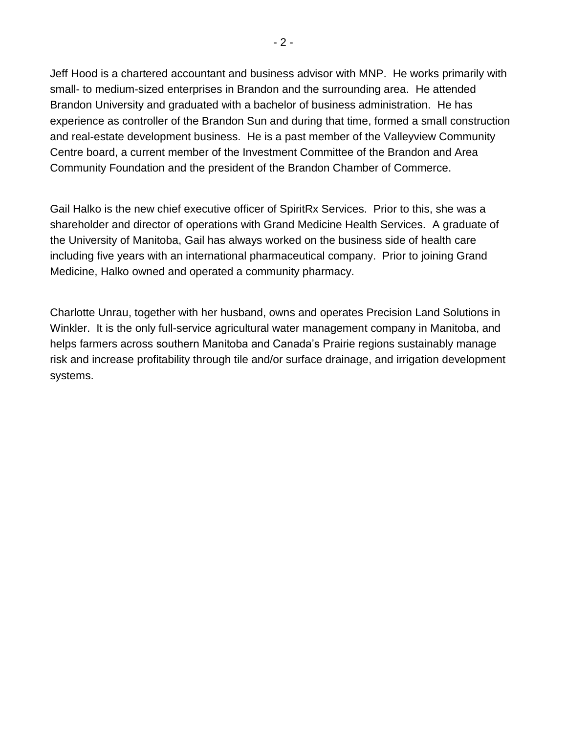Jeff Hood is a chartered accountant and business advisor with MNP. He works primarily with small- to medium-sized enterprises in Brandon and the surrounding area. He attended Brandon University and graduated with a bachelor of business administration. He has experience as controller of the Brandon Sun and during that time, formed a small construction and real-estate development business. He is a past member of the Valleyview Community Centre board, a current member of the Investment Committee of the Brandon and Area Community Foundation and the president of the Brandon Chamber of Commerce.

Gail Halko is the new chief executive officer of SpiritRx Services. Prior to this, she was a shareholder and director of operations with Grand Medicine Health Services. A graduate of the University of Manitoba, Gail has always worked on the business side of health care including five years with an international pharmaceutical company. Prior to joining Grand Medicine, Halko owned and operated a community pharmacy.

Charlotte Unrau, together with her husband, owns and operates Precision Land Solutions in Winkler. It is the only full-service agricultural water management company in Manitoba, and helps farmers across southern Manitoba and Canada's Prairie regions sustainably manage risk and increase profitability through tile and/or surface drainage, and irrigation development systems.